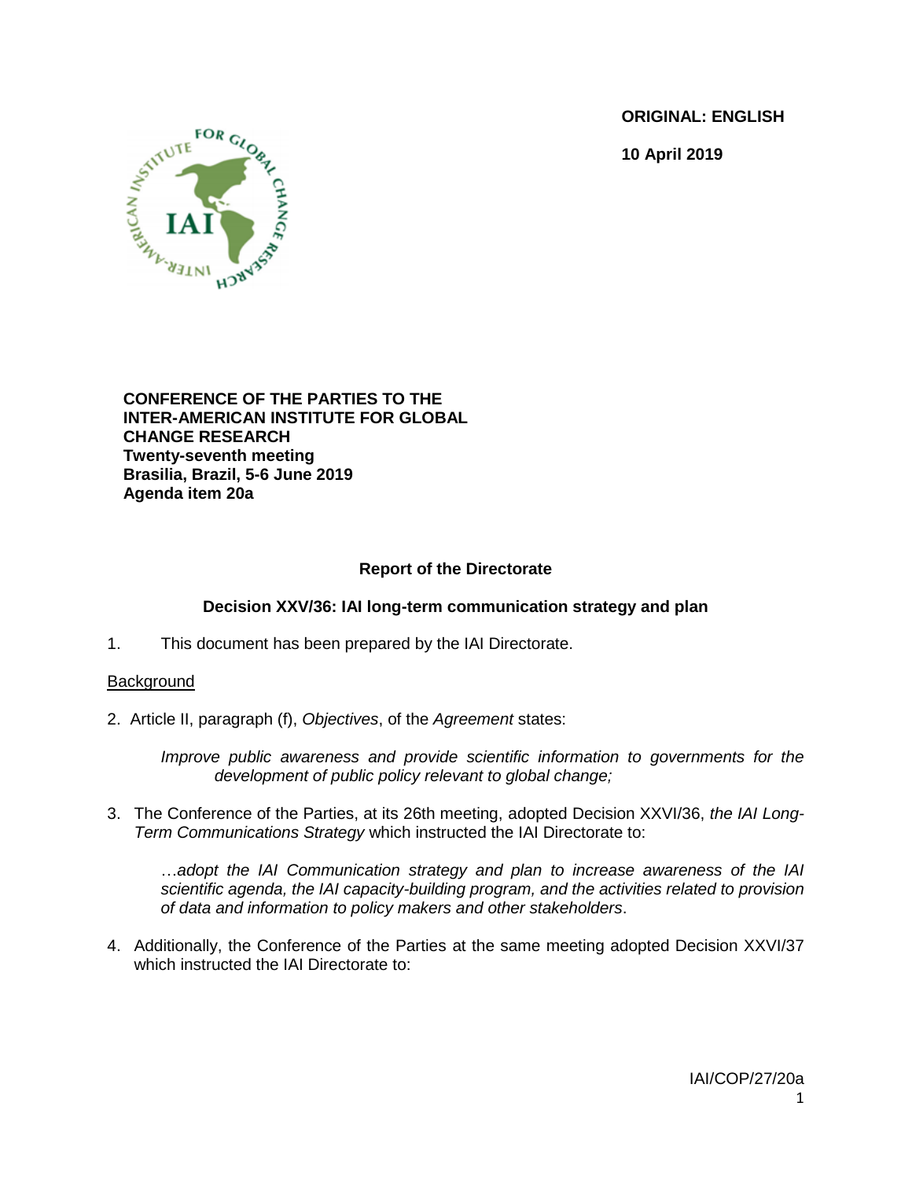**ORIGINAL: ENGLISH**

**10 April 2019**

**CONFERENCE OF THE PARTIES TO THE INTER-AMERICAN INSTITUTE FOR GLOBAL CHANGE RESEARCH**
**Twenty-seventh meeting**
**Brasilia, Brazil, 5-6 June 2019**
**Agenda item 20a**

## Report of the Directorate

### Decision XXV/36: IAI long-term communication strategy and plan

1. This document has been prepared by the IAI Directorate.

Background

2. Article II, paragraph (f), *Objectives*, of the *Agreement* states:

   *Improve public awareness and provide scientific information to governments for the development of public policy relevant to global change;*

3. The Conference of the Parties, at its 26th meeting, adopted Decision XXVI/36, *the IAI Long-Term Communications Strategy* which instructed the IAI Directorate to:

   *…adopt the IAI Communication strategy and plan to increase awareness of the IAI scientific agenda, the IAI capacity-building program, and the activities related to provision of data and information to policy makers and other stakeholders*.

4. Additionally, the Conference of the Parties at the same meeting adopted Decision XXVI/37 which instructed the IAI Directorate to: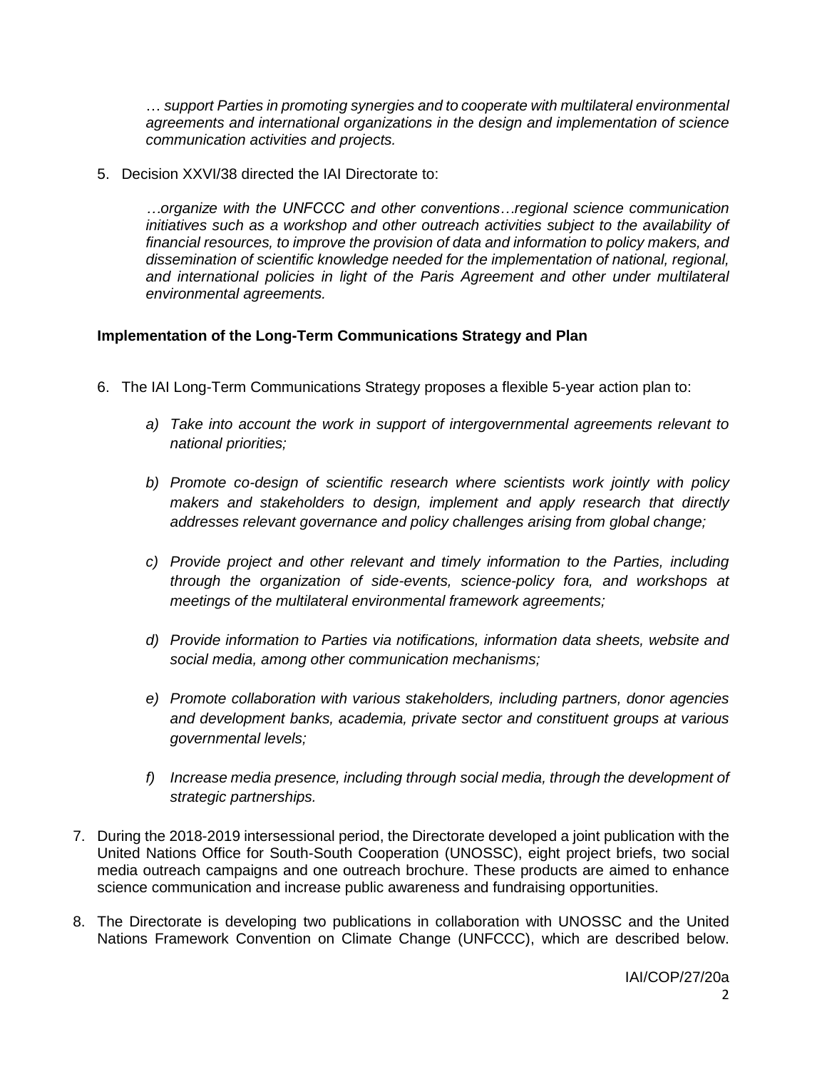> *… support Parties in promoting synergies and to cooperate with multilateral environmental agreements and international organizations in the design and implementation of science communication activities and projects.*

5. Decision XXVI/38 directed the IAI Directorate to:

> *…organize with the UNFCCC and other conventions…regional science communication initiatives such as a workshop and other outreach activities subject to the availability of financial resources, to improve the provision of data and information to policy makers, and dissemination of scientific knowledge needed for the implementation of national, regional, and international policies in light of the Paris Agreement and other under multilateral environmental agreements.*

**Implementation of the Long-Term Communications Strategy and Plan**

6. The IAI Long-Term Communications Strategy proposes a flexible 5-year action plan to:

   *a) Take into account the work in support of intergovernmental agreements relevant to national priorities;*

   *b) Promote co-design of scientific research where scientists work jointly with policy makers and stakeholders to design, implement and apply research that directly addresses relevant governance and policy challenges arising from global change;*

   *c) Provide project and other relevant and timely information to the Parties, including through the organization of side-events, science-policy fora, and workshops at meetings of the multilateral environmental framework agreements;*

   *d) Provide information to Parties via notifications, information data sheets, website and social media, among other communication mechanisms;*

   *e) Promote collaboration with various stakeholders, including partners, donor agencies and development banks, academia, private sector and constituent groups at various governmental levels;*

   *f) Increase media presence, including through social media, through the development of strategic partnerships.*

7. During the 2018-2019 intersessional period, the Directorate developed a joint publication with the United Nations Office for South-South Cooperation (UNOSSC), eight project briefs, two social media outreach campaigns and one outreach brochure. These products are aimed to enhance science communication and increase public awareness and fundraising opportunities.

8. The Directorate is developing two publications in collaboration with UNOSSC and the United Nations Framework Convention on Climate Change (UNFCCC), which are described below.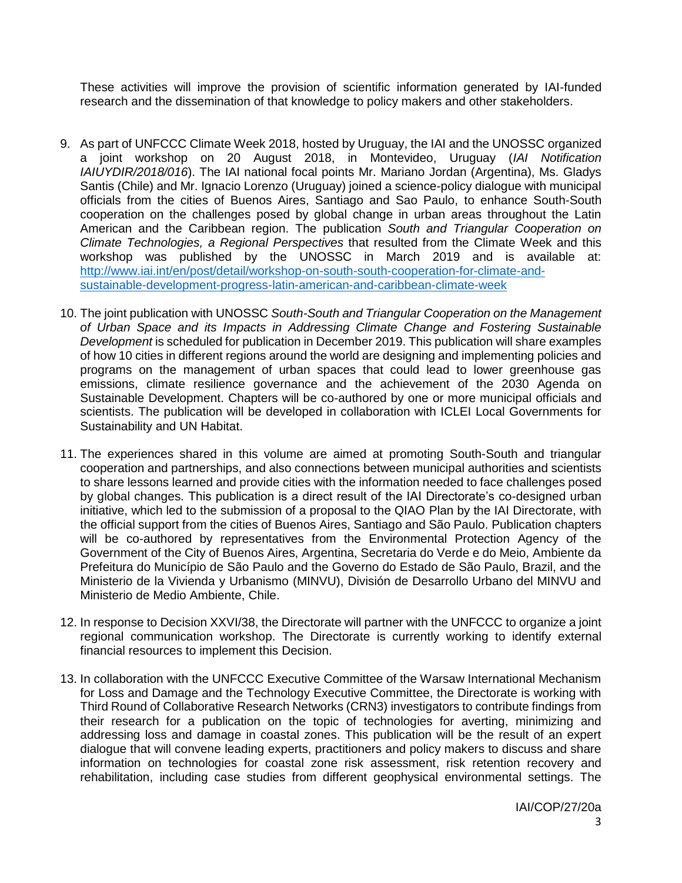These activities will improve the provision of scientific information generated by IAI-funded research and the dissemination of that knowledge to policy makers and other stakeholders.

9. As part of UNFCCC Climate Week 2018, hosted by Uruguay, the IAI and the UNOSSC organized a joint workshop on 20 August 2018, in Montevideo, Uruguay (*IAI Notification IAIUYDIR/2018/016*). The IAI national focal points Mr. Mariano Jordan (Argentina), Ms. Gladys Santis (Chile) and Mr. Ignacio Lorenzo (Uruguay) joined a science-policy dialogue with municipal officials from the cities of Buenos Aires, Santiago and Sao Paulo, to enhance South-South cooperation on the challenges posed by global change in urban areas throughout the Latin American and the Caribbean region. The publication *South and Triangular Cooperation on Climate Technologies, a Regional Perspectives* that resulted from the Climate Week and this workshop was published by the UNOSSC in March 2019 and is available at: [http://www.iai.int/en/post/detail/workshop-on-south-south-cooperation-for-climate-and-sustainable-development-progress-latin-american-and-caribbean-climate-week](http://www.iai.int/en/post/detail/workshop-on-south-south-cooperation-for-climate-and-sustainable-development-progress-latin-american-and-caribbean-climate-week)

10. The joint publication with UNOSSC *South-South and Triangular Cooperation on the Management of Urban Space and its Impacts in Addressing Climate Change and Fostering Sustainable Development* is scheduled for publication in December 2019. This publication will share examples of how 10 cities in different regions around the world are designing and implementing policies and programs on the management of urban spaces that could lead to lower greenhouse gas emissions, climate resilience governance and the achievement of the 2030 Agenda on Sustainable Development. Chapters will be co-authored by one or more municipal officials and scientists. The publication will be developed in collaboration with ICLEI Local Governments for Sustainability and UN Habitat.

11. The experiences shared in this volume are aimed at promoting South-South and triangular cooperation and partnerships, and also connections between municipal authorities and scientists to share lessons learned and provide cities with the information needed to face challenges posed by global changes. This publication is a direct result of the IAI Directorate's co-designed urban initiative, which led to the submission of a proposal to the QIAO Plan by the IAI Directorate, with the official support from the cities of Buenos Aires, Santiago and São Paulo. Publication chapters will be co-authored by representatives from the Environmental Protection Agency of the Government of the City of Buenos Aires, Argentina, Secretaria do Verde e do Meio, Ambiente da Prefeitura do Município de São Paulo and the Governo do Estado de São Paulo, Brazil, and the Ministerio de la Vivienda y Urbanismo (MINVU), División de Desarrollo Urbano del MINVU and Ministerio de Medio Ambiente, Chile.

12. In response to Decision XXVI/38, the Directorate will partner with the UNFCCC to organize a joint regional communication workshop. The Directorate is currently working to identify external financial resources to implement this Decision.

13. In collaboration with the UNFCCC Executive Committee of the Warsaw International Mechanism for Loss and Damage and the Technology Executive Committee, the Directorate is working with Third Round of Collaborative Research Networks (CRN3) investigators to contribute findings from their research for a publication on the topic of technologies for averting, minimizing and addressing loss and damage in coastal zones. This publication will be the result of an expert dialogue that will convene leading experts, practitioners and policy makers to discuss and share information on technologies for coastal zone risk assessment, risk retention recovery and rehabilitation, including case studies from different geophysical environmental settings. The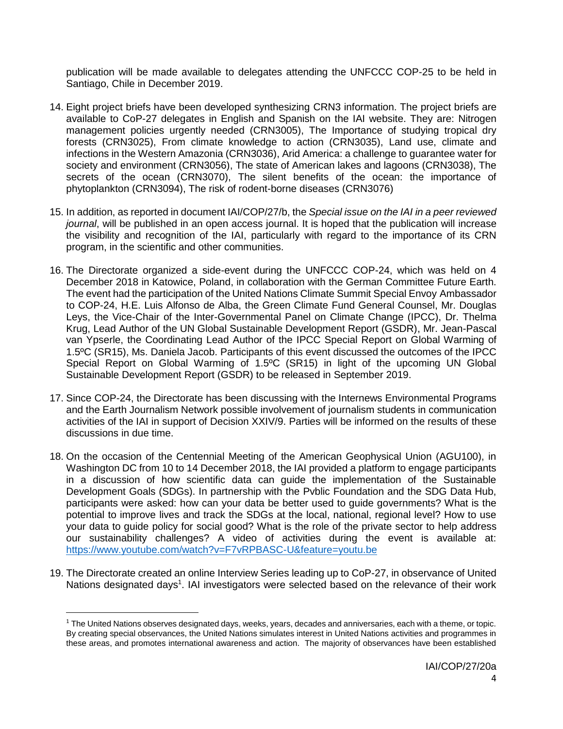publication will be made available to delegates attending the UNFCCC COP-25 to be held in Santiago, Chile in December 2019.

14. Eight project briefs have been developed synthesizing CRN3 information. The project briefs are available to CoP-27 delegates in English and Spanish on the IAI website. They are: Nitrogen management policies urgently needed (CRN3005), The Importance of studying tropical dry forests (CRN3025), From climate knowledge to action (CRN3035), Land use, climate and infections in the Western Amazonia (CRN3036), Arid America: a challenge to guarantee water for society and environment (CRN3056), The state of American lakes and lagoons (CRN3038), The secrets of the ocean (CRN3070), The silent benefits of the ocean: the importance of phytoplankton (CRN3094), The risk of rodent-borne diseases (CRN3076)

15. In addition, as reported in document IAI/COP/27/b, the *Special issue on the IAI in a peer reviewed journal*, will be published in an open access journal. It is hoped that the publication will increase the visibility and recognition of the IAI, particularly with regard to the importance of its CRN program, in the scientific and other communities.

16. The Directorate organized a side-event during the UNFCCC COP-24, which was held on 4 December 2018 in Katowice, Poland, in collaboration with the German Committee Future Earth. The event had the participation of the United Nations Climate Summit Special Envoy Ambassador to COP-24, H.E. Luis Alfonso de Alba, the Green Climate Fund General Counsel, Mr. Douglas Leys, the Vice-Chair of the Inter-Governmental Panel on Climate Change (IPCC), Dr. Thelma Krug, Lead Author of the UN Global Sustainable Development Report (GSDR), Mr. Jean-Pascal van Ypserle, the Coordinating Lead Author of the IPCC Special Report on Global Warming of 1.5ºC (SR15), Ms. Daniela Jacob. Participants of this event discussed the outcomes of the IPCC Special Report on Global Warming of 1.5ºC (SR15) in light of the upcoming UN Global Sustainable Development Report (GSDR) to be released in September 2019.

17. Since COP-24, the Directorate has been discussing with the Internews Environmental Programs and the Earth Journalism Network possible involvement of journalism students in communication activities of the IAI in support of Decision XXIV/9. Parties will be informed on the results of these discussions in due time.

18. On the occasion of the Centennial Meeting of the American Geophysical Union (AGU100), in Washington DC from 10 to 14 December 2018, the IAI provided a platform to engage participants in a discussion of how scientific data can guide the implementation of the Sustainable Development Goals (SDGs). In partnership with the Pvblic Foundation and the SDG Data Hub, participants were asked: how can your data be better used to guide governments? What is the potential to improve lives and track the SDGs at the local, national, regional level? How to use your data to guide policy for social good? What is the role of the private sector to help address our sustainability challenges? A video of activities during the event is available at: https://www.youtube.com/watch?v=F7vRPBASC-U&feature=youtu.be

19. The Directorate created an online Interview Series leading up to CoP-27, in observance of United Nations designated days[1]. IAI investigators were selected based on the relevance of their work

[1] The United Nations observes designated days, weeks, years, decades and anniversaries, each with a theme, or topic. By creating special observances, the United Nations simulates interest in United Nations activities and programmes in these areas, and promotes international awareness and action. The majority of observances have been established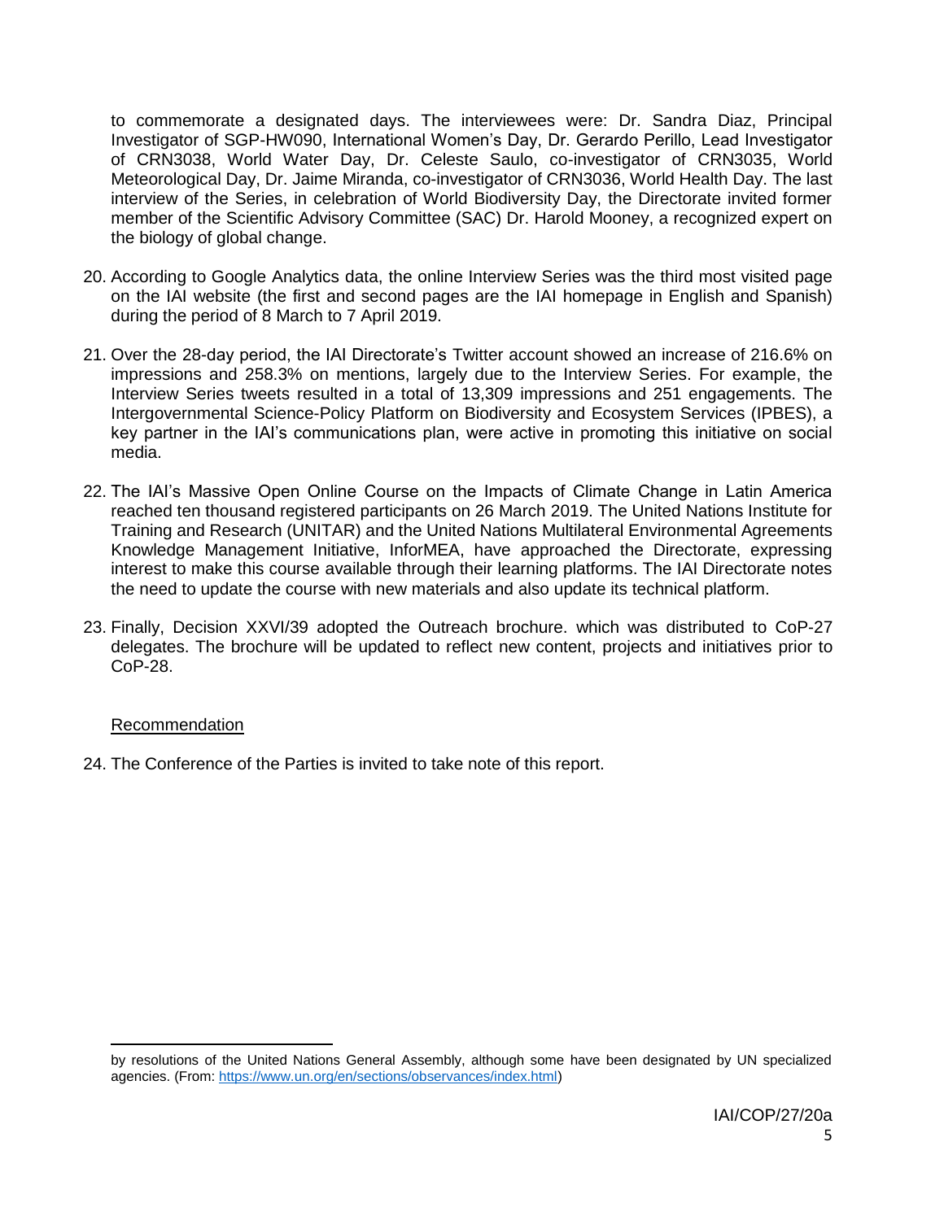to commemorate a designated days. The interviewees were: Dr. Sandra Diaz, Principal Investigator of SGP-HW090, International Women's Day, Dr. Gerardo Perillo, Lead Investigator of CRN3038, World Water Day, Dr. Celeste Saulo, co-investigator of CRN3035, World Meteorological Day, Dr. Jaime Miranda, co-investigator of CRN3036, World Health Day. The last interview of the Series, in celebration of World Biodiversity Day, the Directorate invited former member of the Scientific Advisory Committee (SAC) Dr. Harold Mooney, a recognized expert on the biology of global change.

20. According to Google Analytics data, the online Interview Series was the third most visited page on the IAI website (the first and second pages are the IAI homepage in English and Spanish) during the period of 8 March to 7 April 2019.

21. Over the 28-day period, the IAI Directorate's Twitter account showed an increase of 216.6% on impressions and 258.3% on mentions, largely due to the Interview Series. For example, the Interview Series tweets resulted in a total of 13,309 impressions and 251 engagements. The Intergovernmental Science-Policy Platform on Biodiversity and Ecosystem Services (IPBES), a key partner in the IAI's communications plan, were active in promoting this initiative on social media.

22. The IAI's Massive Open Online Course on the Impacts of Climate Change in Latin America reached ten thousand registered participants on 26 March 2019. The United Nations Institute for Training and Research (UNITAR) and the United Nations Multilateral Environmental Agreements Knowledge Management Initiative, InforMEA, have approached the Directorate, expressing interest to make this course available through their learning platforms. The IAI Directorate notes the need to update the course with new materials and also update its technical platform.

23. Finally, Decision XXVI/39 adopted the Outreach brochure. which was distributed to CoP-27 delegates. The brochure will be updated to reflect new content, projects and initiatives prior to CoP-28.

<u>Recommendation</u>

24. The Conference of the Parties is invited to take note of this report.

---

by resolutions of the United Nations General Assembly, although some have been designated by UN specialized agencies. (From: https://www.un.org/en/sections/observances/index.html)